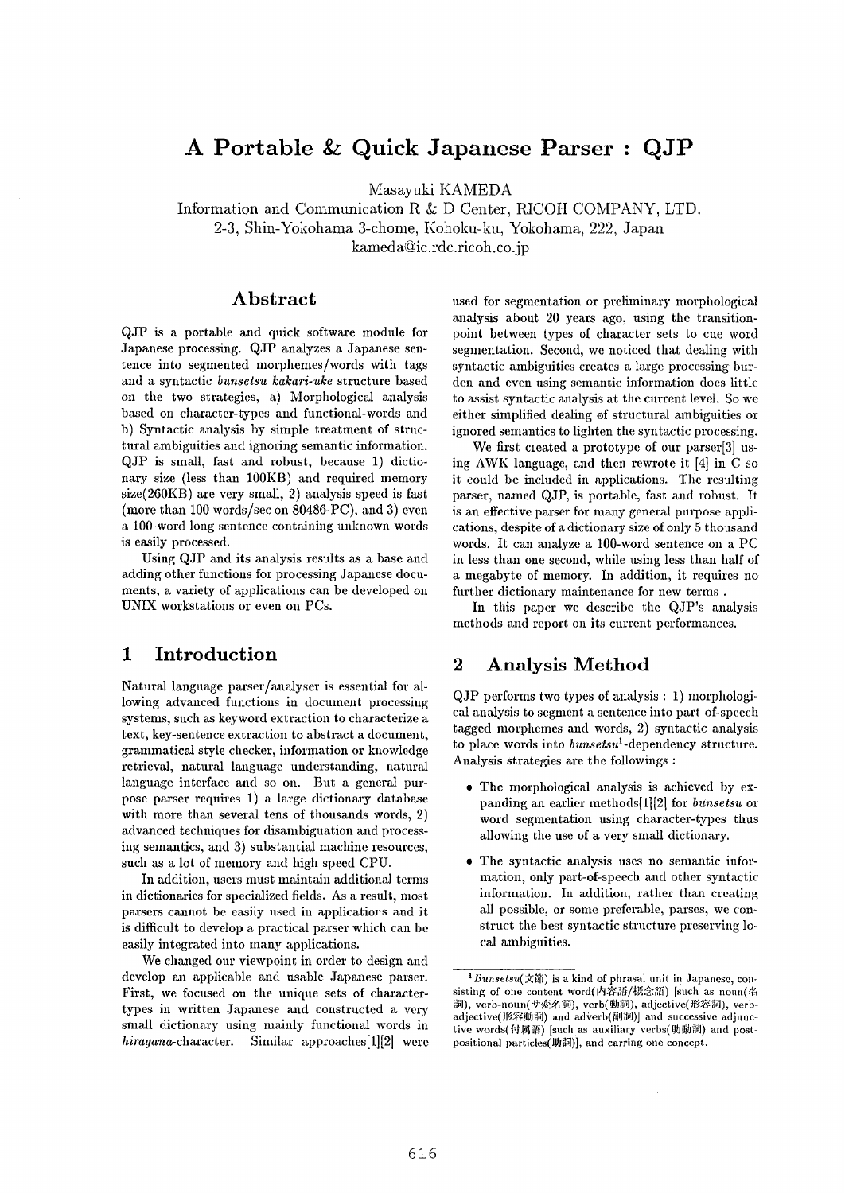# A Portable & Quick Japanese Parser : QJP

Masayuki KAMEDA

Information and Communication R & D Center, RICOH COMPANY, LTD.
2-3, Shin-Yokohama 3-chome, Kohoku-ku, Yokohama, 222, Japan
kameda@ic.rdc.ricoh.co.jp

## Abstract

QJP is a portable and quick software module for Japanese processing. QJP analyzes a Japanese sentence into segmented morphemes/words with tags and a syntactic *bunsetsu kakari-uke* structure based on the two strategies, a) Morphological analysis based on character-types and functional-words and b) Syntactic analysis by simple treatment of structural ambiguities and ignoring semantic information. QJP is small, fast and robust, because 1) dictionary size (less than 100KB) and required memory size(260KB) are very small, 2) analysis speed is fast (more than 100 words/sec on 80486-PC), and 3) even a 100-word long sentence containing unknown words is easily processed.

Using QJP and its analysis results as a base and adding other functions for processing Japanese documents, a variety of applications can be developed on UNIX workstations or even on PCs.

## 1 Introduction

Natural language parser/analyser is essential for allowing advanced functions in document processing systems, such as keyword extraction to characterize a text, key-sentence extraction to abstract a document, grammatical style checker, information or knowledge retrieval, natural language understanding, natural language interface and so on. But a general purpose parser requires 1) a large dictionary database with more than several tens of thousands words, 2) advanced techniques for disambiguation and processing semantics, and 3) substantial machine resources, such as a lot of memory and high speed CPU.

In addition, users must maintain additional terms in dictionaries for specialized fields. As a result, most parsers cannot be easily used in applications and it is difficult to develop a practical parser which can be easily integrated into many applications.

We changed our viewpoint in order to design and develop an applicable and usable Japanese parser. First, we focused on the unique sets of character-types in written Japanese and constructed a very small dictionary using mainly functional words in *hiragana*-character. Similar approaches[1][2] were used for segmentation or preliminary morphological analysis about 20 years ago, using the transition-point between types of character sets to cue word segmentation. Second, we noticed that dealing with syntactic ambiguities creates a large processing burden and even using semantic information does little to assist syntactic analysis at the current level. So we either simplified dealing of structural ambiguities or ignored semantics to lighten the syntactic processing.

We first created a prototype of our parser[3] using AWK language, and then rewrote it [4] in C so it could be included in applications. The resulting parser, named QJP, is portable, fast and robust. It is an effective parser for many general purpose applications, despite of a dictionary size of only 5 thousand words. It can analyze a 100-word sentence on a PC in less than one second, while using less than half of a megabyte of memory. In addition, it requires no further dictionary maintenance for new terms .

In this paper we describe the QJP's analysis methods and report on its current performances.

## 2 Analysis Method

QJP performs two types of analysis : 1) morphological analysis to segment a sentence into part-of-speech tagged morphemes and words, 2) syntactic analysis to place words into *bunsetsu*[1]-dependency structure. Analysis strategies are the followings :

- The morphological analysis is achieved by expanding an earlier methods[1][2] for *bunsetsu* or word segmentation using character-types thus allowing the use of a very small dictionary.
- The syntactic analysis uses no semantic information, only part-of-speech and other syntactic information. In addition, rather than creating all possible, or some preferable, parses, we construct the best syntactic structure preserving local ambiguities.

[1] *Bunsetsu*(文節) is a kind of phrasal unit in Japanese, consisting of one content word(内容語/概念語) [such as noun(名詞), verb-noun(サ変名詞), verb(動詞), adjective(形容詞), verb-adjective(形容動詞) and adverb(副詞)] and successive adjunctive words(付属語) [such as auxiliary verbs(助動詞) and post-positional particles(助詞)], and carring one concept.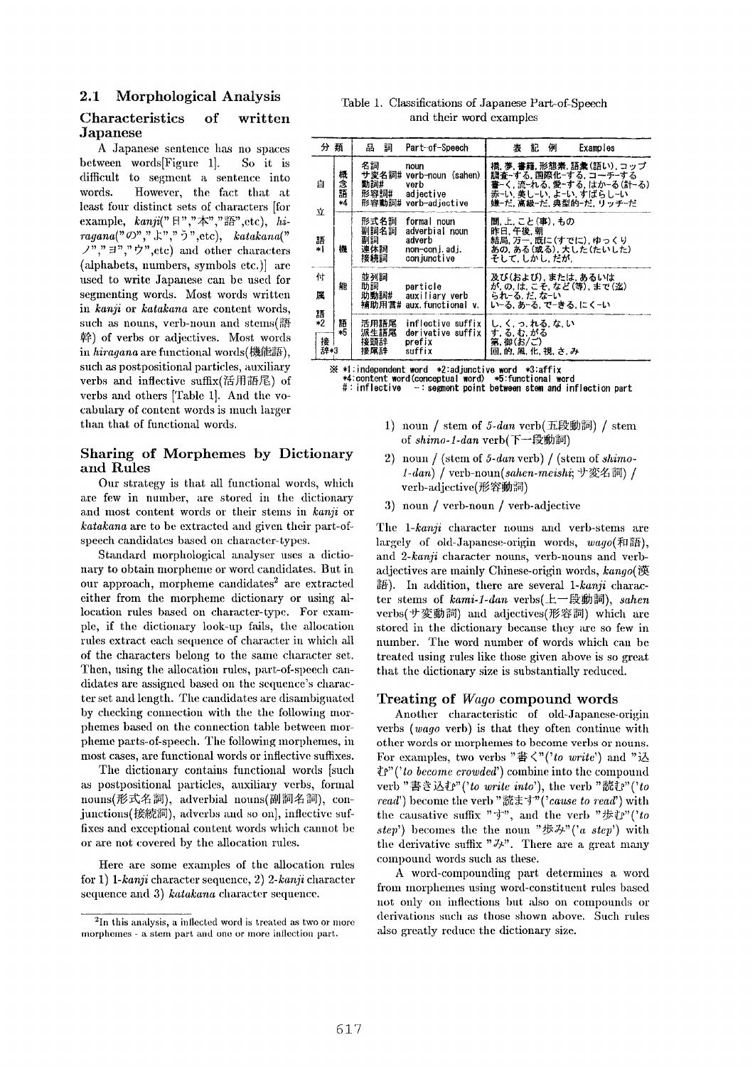## 2.1 Morphological Analysis

### Characteristics of written Japanese

A Japanese sentence has no spaces between words[Figure 1]. So it is difficult to segment a sentence into words. However, the fact that at least four distinct sets of characters [for example, *kanji*("日","本","語",etc), *hiragana*("の","よ","う",etc), *katakana*("ノ","ヨ","ウ",etc) and other characters (alphabets, numbers, symbols etc.)] are used to write Japanese can be used for segmenting words. Most words written in *kanji* or *katakana* are content words, such as nouns, verb-noun and stems(語幹) of verbs or adjectives. Most words in *hiragana* are functional words(機能語), such as postpositional particles, auxiliary verbs and inflective suffix(活用語尾) of verbs and others [Table 1]. And the vocabulary of content words is much larger than that of functional words.

Table 1. Classifications of Japanese Part-of-Speech and their word examples

| 分類 | | 品詞 | Part-of-Speech | 表記例 Examples |
|---|---|---|---|---|
| 自立語 *1 | 概念語 *4 | 名詞 | noun | 橋,夢,書籍,形態素,語彙(語い),コップ |
| | | サ変名詞# | verb-noun (sahen) | 調査-する,国際化-する,コーチ-する |
| | | 動詞# | verb | 書-く,流-れる,愛-する,はか-る(計-る) |
| | | 形容詞# | adjective | 赤-い,美し-い,よ-い,すばらし-い |
| | | 形容動詞# | verb-adjective | 嫌-だ,高級-だ,典型的-だ,リッチ-だ |
| | 機 | 形式名詞 | formal noun | 間,上,こと(事),もの |
| | | 副詞名詞 | adverbial noun | 昨日,午後,朝 |
| | | 副詞 | adverb | 結局,万一,既に(すでに),ゆっくり |
| | | 連体詞 | non-conj.adj. | あの,ある(或る),大した(たいした) |
| | | 接続詞 | conjunctive | そして,しかし,だが, |
| 付属語 *2 | 能 | 並列詞 | | 及び(および),または,あるいは |
| | | 助詞 | particle | が,の,は,こそ,など(等),まで(迄) |
| | | 助動詞# | auxiliary verb | られ-る,だ,な-い |
| | | 補助用言# | aux. functional v. | い-る,あ-る,で-きる,にく-い |
| | 語 *5 | 活用語尾 | inflective suffix | し,く,っ,れる,な,い |
| 接辞 *3 | | 派生語尾 | derivative suffix | す,る,む,がる |
| | | 接頭辞 | prefix | 第,御(お/ご) |
| | | 接尾辞 | suffix | 回,的,風,化,視,さ,み |

※ *1:independent word *2:adjunctive word *3:affix
*4:content word(conceptual word) *5:functional word
#: inflective -: segment point between stem and inflection part

### Sharing of Morphemes by Dictionary and Rules

Our strategy is that all functional words, which are few in number, are stored in the dictionary and most content words or their stems in *kanji* or *katakana* are to be extracted and given their part-of-speech candidates based on character-types.

Standard morphological analyser uses a dictionary to obtain morpheme or word candidates. But in our approach, morpheme candidates[2] are extracted either from the morpheme dictionary or using allocation rules based on character-type. For example, if the dictionary look-up fails, the allocation rules extract each sequence of character in which all of the characters belong to the same character set. Then, using the allocation rules, part-of-speech candidates are assigned based on the sequence's character set and length. The candidates are disambiguated by checking connection with the the following morphemes based on the connection table between morpheme parts-of-speech. The following morphemes, in most cases, are functional words or inflective suffixes.

The dictionary contains functional words [such as postpositional particles, auxiliary verbs, formal nouns(形式名詞), adverbial nouns(副詞名詞), conjunctions(接続詞), adverbs and so on], inflective suffixes and exceptional content words which cannot be or are not covered by the allocation rules.

Here are some examples of the allocation rules for 1) 1-*kanji* character sequence, 2) 2-*kanji* character sequence and 3) *katakana* character sequence.

1) noun / stem of *5-dan* verb(五段動詞) / stem of *shimo-1-dan* verb(下一段動詞)
2) noun / (stem of *5-dan* verb) / (stem of *shimo-1-dan*) / verb-noun(*sahen-meishi*; サ変名詞) / verb-adjective(形容動詞)
3) noun / verb-noun / verb-adjective

The 1-*kanji* character nouns and verb-stems are largely of old-Japanese-origin words, *wago*(和語), and 2-*kanji* character nouns, verb-nouns and verb-adjectives are mainly Chinese-origin words, *kango*(漢語). In addition, there are several 1-*kanji* character stems of *kami-1-dan* verbs(上一段動詞), *sahen* verbs(サ変動詞) and adjectives(形容詞) which are stored in the dictionary because they are so few in number. The word number of words which can be treated using rules like those given above is so great that the dictionary size is substantially reduced.

### Treating of *Wago* compound words

Another characteristic of old-Japanese-origin verbs (*wago* verb) is that they often continue with other words or morphemes to become verbs or nouns. For examples, two verbs "書く"('*to write*') and "込む"('*to become crowded*') combine into the compound verb "書き込む"('*to write into*'), the verb "読む"('*to read*') become the verb "読ます"('*cause to read*') with the causative suffix "す", and the verb "歩む"('*to step*') becomes the the noun "歩み"('*a step*') with the derivative suffix "み". There are a great many compound words such as these.

A word-compounding part determines a word from morphemes using word-constituent rules based not only on inflections but also on compounds or derivations such as those shown above. Such rules also greatly reduce the dictionary size.

[2] In this analysis, a inflected word is treated as two or more morphemes - a stem part and one or more inflection part.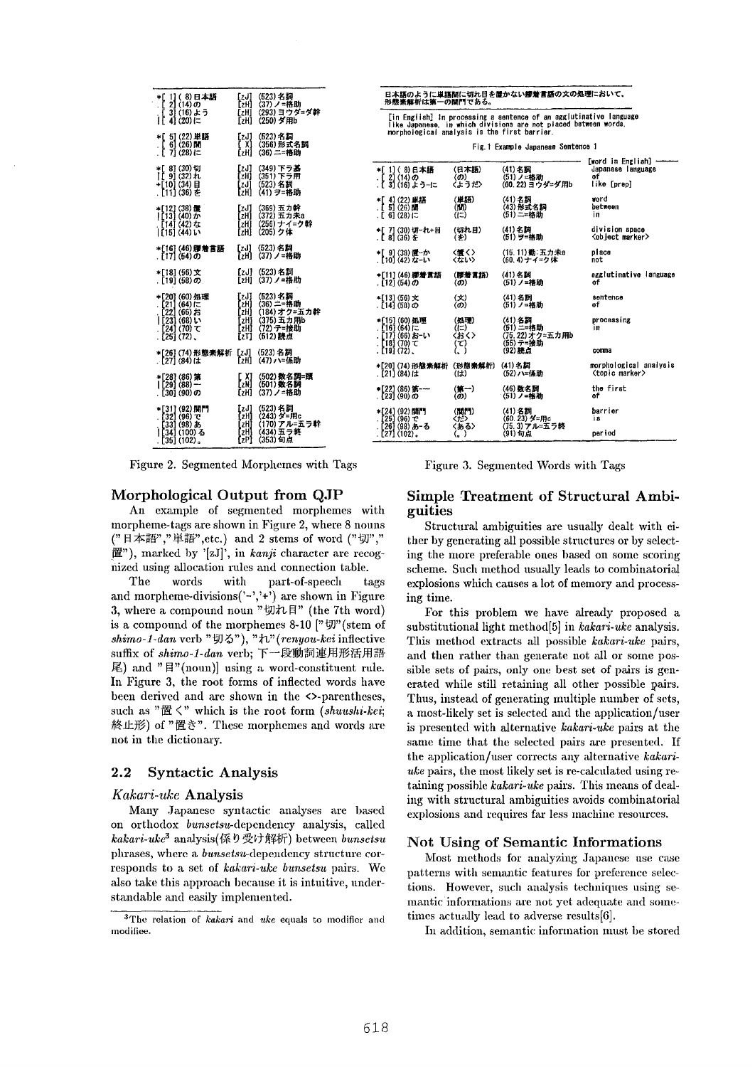```
*[ 1] ( 8)日本語      [zJ]  (523)名詞
.[ 2] (14)の         [zH]  (37)ノ=格助
.[ 3] (16)よう       [zH]  (293)ヨウダ=ダ幹
|[ 4] (20)に         [zH]  (250)ダ用b

*[ 5] (22)単語       [zJ]  (523)名詞
.[ 6] (26)間         [ X]  (356)形式名詞
.[ 7] (28)に         [zH]  (36)ニ=格助

*[ 8] (30)切         [zJ]  (349)下一ラ基
|[ 9] (32)れ         [zH]  (351)下一ラ用
+[10] (34)目         [zJ]  (523)名詞
.[11] (36)を         [zH]  (41)ヲ=格助

*[12] (38)置         [zJ]  (369)五カ幹
|[13] (40)か         [zH]  (372)五カ未a
.[14] (42)な         [zH]  (256)ナイ=ク幹
|[15] (44)い         [zH]  (205)ク体

*[16] (46)膠着言語   [zJ]  (523)名詞
.[17] (54)の         [zH]  (37)ノ=格助

*[18] (56)文         [zJ]  (523)名詞
.[19] (58)の         [zH]  (37)ノ=格助

*[20] (60)処理       [zJ]  (523)名詞
.[21] (64)に         [zH]  (36)ニ=格助
.[22] (66)お         [zH]  (184)オク=五カ幹
|[23] (68)い         [zH]  (375)五カ用b
.[24] (70)て         [zH]  (72)テ=接助
.[25] (72)、         [zT]  (512)読点

*[26] (74)形態素解析 [zJ]  (523)名詞
.[27] (84)は         [zH]  (47)ハ=係助

*[28] (86)第         [ X]  (502)数名詞=頭
|[29] (88)一         [zN]  (501)数名詞
.[30] (90)の         [zH]  (37)ノ=格助

*[31] (92)関門       [zJ]  (523)名詞
.[32] (96)で         [zH]  (243)ダ=用c
.[33] (98)あ         [zH]  (170)アル=五ラ幹
|[34] (100)る        [zH]  (434)五ラ終
.[35] (102)。        [zP]  (353)句点
```

Figure 2. Segmented Morphemes with Tags

日本語のように単語間に切れ目を置かない膠着言語の文の処理において、形態素解析は第一の関門である。

[In English] In processing a sentence of an agglutinative language like Japanese, in which divisions are not placed between words, morphological analysis is the first barrier.

Fig.1 Example Japanese Sentence 1

```
                                                              [word in English]
*[ 1] ( 8)日本語      (日本語)    (41)名詞                  Japanese language
.[ 2] (14)の         (の)       (51)ノ=格助                of
.[ 3] (16)よう-に     <ようだ>    (60.22)ヨウダ=ダ用b        like [prep]

*[ 4] (22)単語       (単語)     (41)名詞                  word
.[ 5] (26)間         (間)       (43)形式名詞               between
.[ 6] (28)に         (に)       (51)ニ=格助                in

*[ 7] (30)切-れ+目    (切れ目)    (41)名詞                  division space
.[ 8] (36)を         (を)       (51)ヲ=格助                <object marker>

*[ 9] (38)置-か      <置く>      (15.11)動:五カ未a          place
.[10] (42)な-い      <ない>      (60.4)ナイ=ク体            not

*[11] (46)膠着言語   (膠着言語)   (41)名詞                  agglutinative language
.[12] (54)の         (の)       (51)ノ=格助                of

*[13] (56)文         (文)       (41)名詞                  sentence
.[14] (58)の         (の)       (51)ノ=格助                of

*[15] (60)処理       (処理)     (41)名詞                  processing
.[16] (64)に         (に)       (51)ニ=格助                in
.[17] (66)お-い      <おく>      (75.22)オク=五カ用b
.[18] (70)て         (て)       (55)テ=接助
.[19] (72)、         (、)       (92)読点                  comma

*[20] (74)形態素解析 (形態素解析) (41)名詞                  morphological analysis
.[21] (84)は         (は)       (52)ハ=係助                <topic marker>

*[22] (86)第一       (第一)     (46)数名詞                 the first
.[23] (90)の         (の)       (51)ノ=格助                of

*[24] (92)関門       (関門)     (41)名詞                  barrier
.[25] (96)で         <だ>       (60.23)ダ=用c              is
.[26] (98)あ-る      <ある>      (75.3)アル=五ラ終
.[27] (102)。        (。)       (91)句点                  period
```

Figure 3. Segmented Words with Tags

### Morphological Output from QJP

An example of segmented morphemes with morpheme-tags are shown in Figure 2, where 8 nouns ("日本語","単語",etc.) and 2 stems of word ("切","置"), marked by '[zJ]', in *kanji* character are recognized using allocation rules and connection table.

The words with part-of-speech tags and morpheme-divisions('-','+') are shown in Figure 3, where a compound noun "切れ目" (the 7th word) is a compound of the morphemes 8-10 ["切"(stem of *shimo-1-dan* verb "切る"), "れ"(*renyou-kei* inflective suffix of *shimo-1-dan* verb; 下一段動詞連用形活用語尾) and "目"(noun)] using a word-constituent rule. In Figure 3, the root forms of inflected words have been derived and are shown in the <>-parentheses, such as "置く" which is the root form (*shuushi-kei*; 終止形) of "置き". These morphemes and words are not in the dictionary.

## 2.2 Syntactic Analysis

### *Kakari-uke* Analysis

Many Japanese syntactic analyses are based on orthodox *bunsetsu*-dependency analysis, called *kakari-uke*[3] analysis(係り受け解析) between *bunsetsu* phrases, where a *bunsetsu*-dependency structure corresponds to a set of *kakari-uke bunsetsu* pairs. We also take this approach because it is intuitive, understandable and easily implemented.

[3] The relation of *kakari* and *uke* equals to modifier and modifiee.

### Simple Treatment of Structural Ambiguities

Structural ambiguities are usually dealt with either by generating all possible structures or by selecting the more preferable ones based on some scoring scheme. Such method usually leads to combinatorial explosions which causes a lot of memory and processing time.

For this problem we have already proposed a substitutional light method[5] in *kakari-uke* analysis. This method extracts all possible *kakari-uke* pairs, and then rather than generate not all or some possible sets of pairs, only one best set of pairs is generated while still retaining all other possible pairs. Thus, instead of generating multiple number of sets, a most-likely set is selected and the application/user is presented with alternative *kakari-uke* pairs at the same time that the selected pairs are presented. If the application/user corrects any alternative *kakari-uke* pairs, the most likely set is re-calculated using retaining possible *kakari-uke* pairs. This means of dealing with structural ambiguities avoids combinatorial explosions and requires far less machine resources.

### Not Using of Semantic Informations

Most methods for analyzing Japanese use case patterns with semantic features for preference selections. However, such analysis techniques using semantic informations are not yet adequate and sometimes actually lead to adverse results[6].

In addition, semantic information must be stored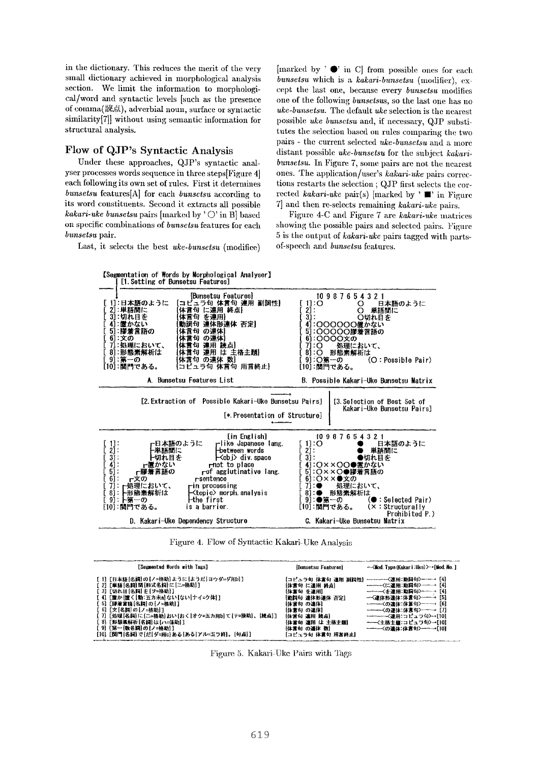in the dictionary. This reduces the merit of the very small dictionary achieved in morphological analysis section. We limit the information to morphological/word and syntactic levels [such as the presence of comma(読点), adverbial noun, surface or syntactic similarity[7]] without using semantic information for structural analysis.

## Flow of QJP's Syntactic Analysis

Under these approaches, QJP's syntactic analyser processes words sequence in three steps[Figure 4] each following its own set of rules. First it determines *bunsetsu* features[A] for each *bunsetsu* according to its word constituents. Second it extracts all possible *kakari-uke bunsetsu* pairs [marked by '○' in B] based on specific combinations of *bunsetsu* features for each *bunsetsu* pair.

Last, it selects the best *uke-bunsetsu* (modifiee) [marked by '●' in C] from possible ones for each *bunsetsu* which is a *kakari-bunsetsu* (modifier), except the last one, because every *bunsetsu* modifies one of the following *bunsetsus*, so the last one has no *uke-bunsetsu*. The default *uke* selection is the nearest possible *uke bunsetsu* and, if necessary, QJP substitutes the selection based on rules comparing the two pairs - the current selected *uke-bunsetsu* and a more distant possible *uke-bunsetsu* for the subject *kakari-bunsetsu*. In Figure 7, some pairs are not the nearest ones. The application/user's *kakari-uke* pairs corrections restarts the selection ; QJP first selects the corrected *kakari-uke* pair(s) [marked by '■' in Figure 7] and then re-selects remaining *kakari-uke* pairs.

Figure 4-C and Figure 7 are *kakari-uke* matrices showing the possible pairs and selected pairs. Figure 5 is the output of *kakari-uke* pairs tagged with parts-of-speech and *bunsetsu* features.

```
[Segmentation of Words by Morphological Analyser]
  [1. Setting of Bunsetsu Features]

              [Bunsetsu Features]                    10 9 8 7 6 5 4 3 2 1
[ 1]:日本語のように [コピュラ句 体言句 連用 副詞性]   [ 1]:○         ○  日本語のように
[ 2]:単語間に     [体言句 に連用 終点]             [ 2]:           ○ 単語間に
[ 3]:切れ目を     [体言句 を連用]                  [ 3]:           ○切れ目を
[ 4]:置かない     [動詞句 連体形連体 否定]          [ 4]:○○○○○○置かない
[ 5]:膠着言語の   [体言句 の連体]                  [ 5]:○○○○○膠着言語の
[ 6]:文の         [体言句 の連体]                  [ 6]:○○○○文の
[ 7]:処理において、[体言句 連用 読点]               [ 7]:○    処理において、
[ 8]:形態素解析は [体言句 連用 は 主格主題]         [ 8]:○  形態素解析は
[ 9]:第一の       [体言句 の連体 数]               [ 9]:○第一の      (○: Possible Pair)
[10]:関門である。 [コピュラ句 体言句 用言終止]       [10]:関門である。

     A. Bunsetsu Features List                     B. Possible Kakari-Uke Bunsetsu Matrix

   [2. Extraction of Possible Kakari-Uke Bunsetsu Pairs]   [3. Selection of Best Set of
                                                               Kakari-Uke Bunsetsu Pairs]
              [*. Presentation of Structure]

                          [in English]               10 9 8 7 6 5 4 3 2 1
[ 1]:  ┌日本語のように  ┌like Japanese lang.     [ 1]:○         ●  日本語のように
[ 2]:  ├単語間に       ├between words           [ 2]:           ● 単語間に
[ 3]:  ├切れ目を       ├<obj> div. space        [ 3]:           ●切れ目を
[ 4]: ┌置かない       ┌not to place            [ 4]:○××○○●置かない
[ 5]: ┌膠着言語の    ┌of agglutinative lang.   [ 5]:○××○●膠着言語の
[ 6]: ┌文の         ┌sentence                  [ 6]:○××●文の
[ 7]: ┌処理において、 ┌in processing            [ 7]:●    処理において、
[ 8]: ├形態素解析は   ├<topic> morph. analysis  [ 8]:●  形態素解析は
[ 9]: ├第一の        ├the first               [ 9]:●第一の      (●: Selected Pair)
[10]:関門である。    is a barrier.             [10]:関門である。  (×: Structurally
                                                                     Prohibited P.)
     D. Kakari-Uke Dependency Structure            C. Kakari-Uke Bunsetsu Matrix
```

Figure 4. Flow of Syntactic Kakari-Uke Analysis

| [Segmented Words with Tags] | [Bunsetsu Features] | --<Mod. Type(Kakari:Uke)>→[Mod. No.] |
|---|---|---|
| [ 1] [日本語[名詞]の[ノ=格助]ように[ようだ[ヨウダ=ダ用ｂ]] | [コピュラ句 体言句 連用 副詞性] | ——<連用:動詞句>——→ [4] |
| [ 2] [単語[名詞]間[形式名詞]に[ニ=格助]] | [体言句 に連用 終点] | ——<に連用:動詞句>——→ [4] |
| [ 3] [切れ目[名詞]を[ヲ=格助]] | [体言句 を連用] | ——<を連用:動詞句>——→ [4] |
| [ 4] [置か[置く[動:五カ未a]ない[ない[ナイ=ク体]] | [動詞句 連体形連体 否定] | —<連体形連体:体言句>——→ [5] |
| [ 5] [膠着言語[名詞]の[ノ=格助]] | [体言句 の連体] | ——<の連体:体言句>——→ [6] |
| [ 6] [文[名詞]の[ノ=格助]] | [体言句 の連体] | ——<の連体:体言句>——→ [7] |
| [ 7] [処理[名詞]に[ニ=格助]おい[おく[オク=五カ用b]て[テ=接助]、[読点]] | [体言句 連用 読点] | ——<連用:コピュラ句>→[10] |
| [ 8] [形態素解析[名詞]は[ハ=係助]] | [体言句 連用 は 主格主題] | —<主格主題:コピュラ句>→[10] |
| [ 9] [第一[数名詞]の[ノ=格助]] | [体言句 の連体 数] | ——<の連体:体言句>——→[10] |
| [10] [関門[名詞]で[だ[ダ=用c]ある[ある[アル=五ラ終]。[句点]] | [コピュラ句 体言句 用言終止] | |

Figure 5. Kakari-Uke Pairs with Tags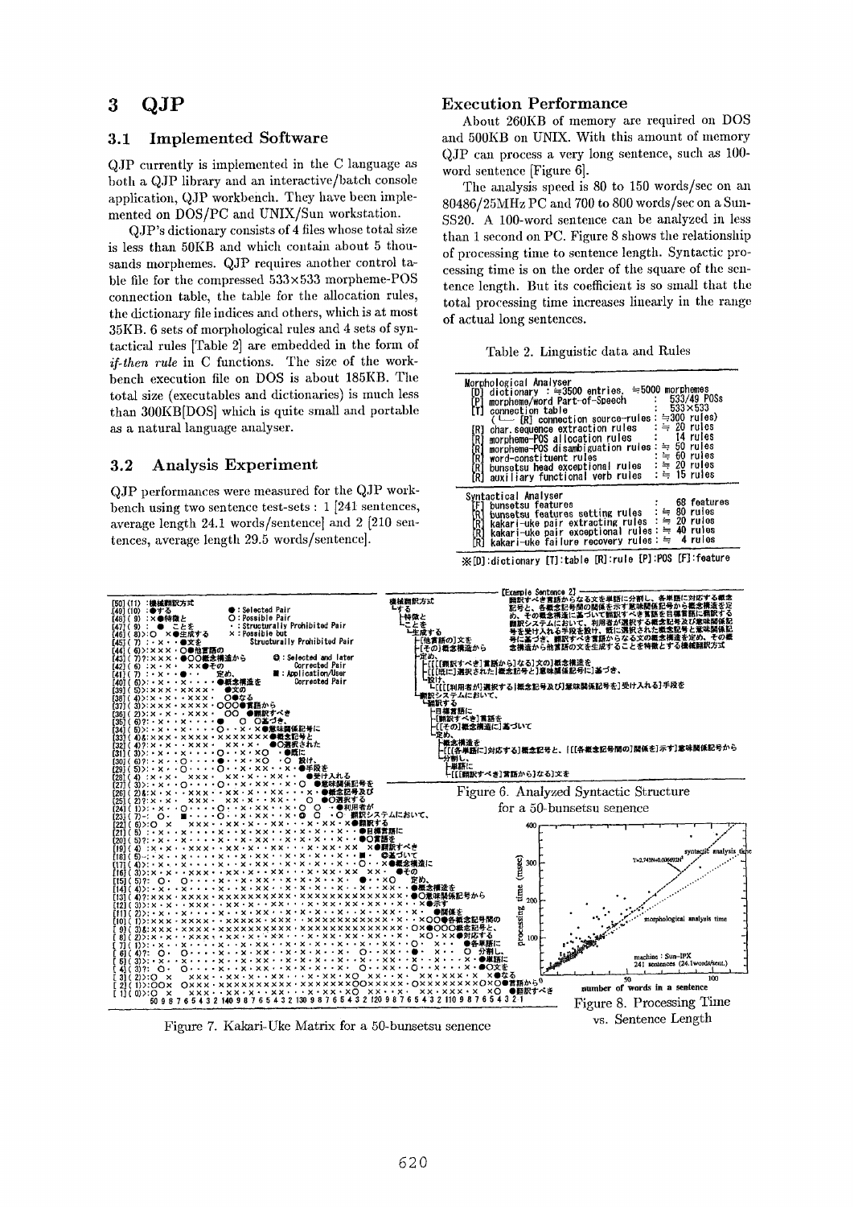# 3 QJP

## 3.1 Implemented Software

QJP currently is implemented in the C language as both a QJP library and an interactive/batch console application, QJP workbench. They have been implemented on DOS/PC and UNIX/Sun workstation.

QJP's dictionary consists of 4 files whose total size is less than 50KB and which contain about 5 thousands morphemes. QJP requires another control table file for the compressed 533×533 morpheme-POS connection table, the table for the allocation rules, the dictionary file indices and others, which is at most 35KB. 6 sets of morphological rules and 4 sets of syntactical rules [Table 2] are embedded in the form of *if-then rule* in C functions. The size of the workbench execution file on DOS is about 185KB. The total size (executables and dictionaries) is much less than 300KB[DOS] which is quite small and portable as a natural language analyser.

## 3.2 Analysis Experiment

QJP performances were measured for the QJP workbench using two sentence test-sets : 1 [241 sentences, average length 24.1 words/sentence] and 2 [210 sentences, average length 29.5 words/sentence].

### Execution Performance

About 260KB of memory are required on DOS and 500KB on UNIX. With this amount of memory QJP can process a very long sentence, such as 100-word sentence [Figure 6].

The analysis speed is 80 to 150 words/sec on an 80486/25MHz PC and 700 to 800 words/sec on a Sun-SS20. A 100-word sentence can be analyzed in less than 1 second on PC. Figure 8 shows the relationship of processing time to sentence length. Syntactic processing time is on the order of the square of the sentence length. But its coefficient is so small that the total processing time increases linearly in the range of actual long sentences.

Table 2. Linguistic data and Rules

| | | |
|---|---|---|
| **Morphological Analyser** | | |
| [D] | dictionary : ≒3500 entries, | ≒5000 morphemes |
| [P] | morpheme/word Part-of-Speech | : 533/49 POSs |
| [T] | connection table | : 533×533 |
| | (└─ [R] connection source-rules | : ≒300 rules) |
| [R] | char. sequence extraction rules | : ≒ 20 rules |
| [R] | morpheme-POS allocation rules | : 14 rules |
| [R] | morpheme-POS disambiguation rules | : ≒ 50 rules |
| [R] | word-constituent rules | : ≒ 60 rules |
| [R] | bunsetsu head exceptional rules | : ≒ 20 rules |
| [R] | auxiliary functional verb rules | : ≒ 15 rules |
| **Syntactical Analyser** | | |
| [F] | bunsetsu features | : 68 features |
| [R] | bunsetsu features setting rules | : ≒ 80 rules |
| [R] | kakari-uke pair extracting rules | : ≒ 20 rules |
| [R] | kakari-uke pair exceptional rules | : ≒ 40 rules |
| [R] | kakari-uke failure recovery rules | : ≒ 4 rules |

※[D]:dictionary [T]:table [R]:rule [P]:POS [F]:feature

Figure 7. Kakari-Uke Matrix for a 50-bunsetsu senence

Figure 6. Analyzed Syntactic Structure for a 50-bunsetsu senence

Figure 8. Processing Time vs. Sentence Length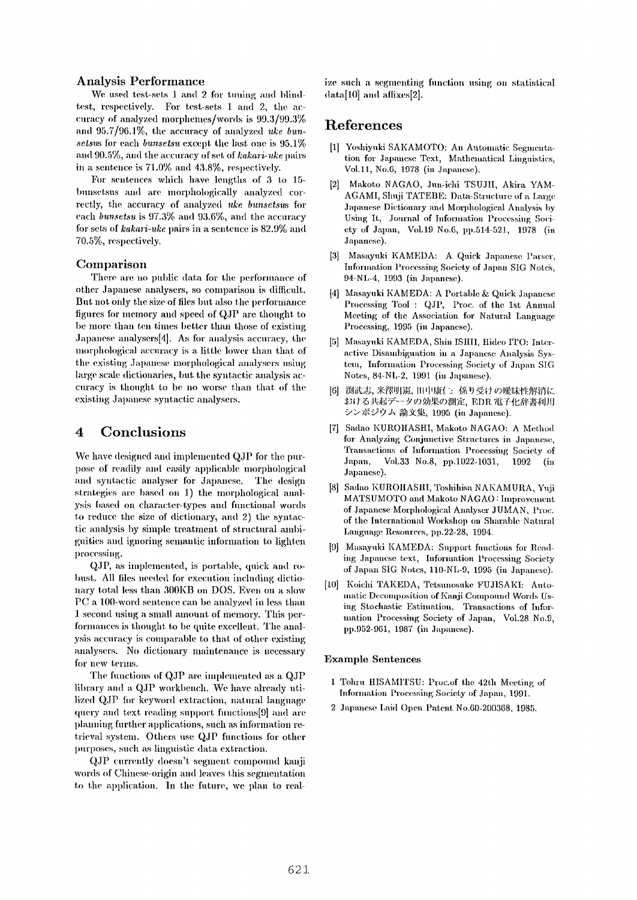### Analysis Performance

We used test-sets 1 and 2 for tuning and blind-test, respectively. For test-sets 1 and 2, the accuracy of analyzed morphemes/words is 99.3/99.3% and 95.7/96.1%, the accuracy of analyzed *uke bunsetsus* for each *bunsetsu* except the last one is 95.1% and 90.5%, and the accuracy of set of *kakari-uke* pairs in a sentence is 71.0% and 43.8%, respectively.

For sentences which have lengths of 3 to 15-bunsetsus and are morphologically analyzed correctly, the accuracy of analyzed *uke bunsetsus* for each *bunsetsu* is 97.3% and 93.6%, and the accuracy for sets of *kakari-uke* pairs in a sentence is 82.9% and 70.5%, respectively.

### Comparison

There are no public data for the performance of other Japanese analysers, so comparison is difficult. But not only the size of files but also the performance figures for memory and speed of QJP are thought to be more than ten times better than those of existing Japanese analysers[4]. As for analysis accuracy, the morphological accuracy is a little lower than that of the existing Japanese morphological analysers using large scale dictionaries, but the syntactic analysis accuracy is thought to be no worse than that of the existing Japanese syntactic analysers.

## 4 Conclusions

We have designed and implemented QJP for the purpose of readily and easily applicable morphological and syntactic analyser for Japanese. The design strategies are based on 1) the morphological analysis based on character-types and functional words to reduce the size of dictionary, and 2) the syntactic analysis by simple treatment of structural ambiguities and ignoring semantic information to lighten processing.

QJP, as implemented, is portable, quick and robust. All files needed for execution including dictionary total less than 300KB on DOS. Even on a slow PC a 100-word sentence can be analyzed in less than 1 second using a small amount of memory. This performances is thought to be quite excellent. The analysis accuracy is comparable to that of other existing analysers. No dictionary maintenance is necessary for new terms.

The functions of QJP are implemented as a QJP library and a QJP workbench. We have already utilized QJP for keyword extraction, natural language query and text reading support functions[9] and are planning further applications, such as information retrieval system. Others use QJP functions for other purposes, such as linguistic data extraction.

QJP currently doesn't segment compound kanji words of Chinese-origin and leaves this segmentation to the application. In the future, we plan to realize such a segmenting function using on statistical data[10] and affixes[2].

# References

[1] Yoshiyuki SAKAMOTO: An Automatic Segmentation for Japanese Text, Mathematical Linguistics, Vol.11, No.6, 1978 (in Japanese).

[2] Makoto NAGAO, Jun-ichi TSUJII, Akira YAMAGAMI, Shuji TATEBE: Data-Structure of a Large Japanese Dictionary and Morphological Analysis by Using It, Journal of Information Processing Society of Japan, Vol.19 No.6, pp.514-521, 1978 (in Japanese).

[3] Masayuki KAMEDA: A Quick Japanese Parser, Information Processing Society of Japan SIG Notes, 94-NL-4, 1993 (in Japanese).

[4] Masayuki KAMEDA: A Portable & Quick Japanese Processing Tool : QJP, Proc. of the 1st Annual Meeting of the Association for Natural Language Processing, 1995 (in Japanese).

[5] Masayuki KAMEDA, Shin ISHII, Hideo ITO: Interactive Disambiguation in a Japanese Analysis System, Information Processing Society of Japan SIG Notes, 84-NL-2, 1991 (in Japanese).

[6] 渕武志, 米澤明憲, 田中康仁: 係り受けの曖昧性解消における共起データの効果の測定, EDR 電子化辞書利用シンポジウム 論文集, 1995 (in Japanese).

[7] Sadao KUROHASHI, Makoto NAGAO: A Method for Analyzing Conjunctive Structures in Japanese, Transactions of Information Processing Society of Japan, Vol.33 No.8, pp.1022-1031, 1992 (in Japanese).

[8] Sadao KUROHASHI, Toshihisa NAKAMURA, Yuji MATSUMOTO and Makoto NAGAO : Improvement of Japanese Morphological Analyser JUMAN, Proc. of the International Workshop on Sharable Natural Language Resources, pp.22-28, 1994.

[9] Masayuki KAMEDA: Support functions for Reading Japanese text, Information Processing Society of Japan SIG Notes, 110-NL-9, 1995 (in Japanese).

[10] Koichi TAKEDA, Tetsunosuke FUJISAKI: Automatic Decomposition of Kanji Compound Words Using Stochastic Estimation, Transactions of Information Processing Society of Japan, Vol.28 No.9, pp.952-961, 1987 (in Japanese).

### Example Sentences

1 Tohru HISAMITSU: Proc.of the 42th Meeting of Information Processing Society of Japan, 1991.

2 Japanese Laid Open Patent No.60-200368, 1985.